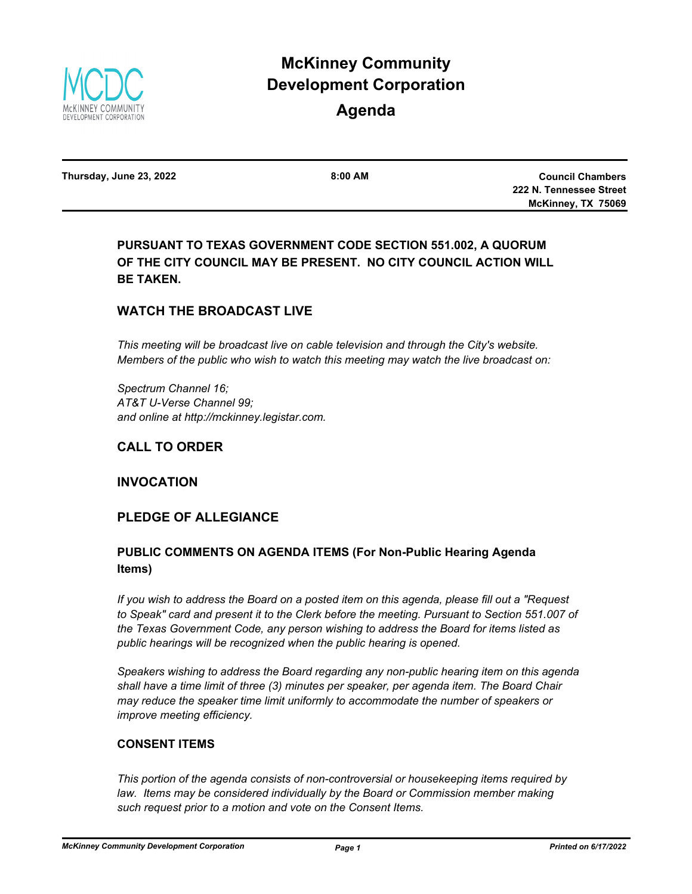# McKinney Community Development Corporation

# Agenda

**Thursday, June 23, 2022** | **8:00 AM** | **Council Chambers, 222 N. Tennessee Street, McKinney, TX 75069**

---

## PURSUANT TO TEXAS GOVERNMENT CODE SECTION 551.002, A QUORUM OF THE CITY COUNCIL MAY BE PRESENT. NO CITY COUNCIL ACTION WILL BE TAKEN.

## WATCH THE BROADCAST LIVE

*This meeting will be broadcast live on cable television and through the City's website. Members of the public who wish to watch this meeting may watch the live broadcast on:*

*Spectrum Channel 16;*
*AT&T U-Verse Channel 99;*
*and online at http://mckinney.legistar.com.*

## CALL TO ORDER

## INVOCATION

## PLEDGE OF ALLEGIANCE

## PUBLIC COMMENTS ON AGENDA ITEMS (For Non-Public Hearing Agenda Items)

*If you wish to address the Board on a posted item on this agenda, please fill out a "Request to Speak" card and present it to the Clerk before the meeting. Pursuant to Section 551.007 of the Texas Government Code, any person wishing to address the Board for items listed as public hearings will be recognized when the public hearing is opened.*

*Speakers wishing to address the Board regarding any non-public hearing item on this agenda shall have a time limit of three (3) minutes per speaker, per agenda item. The Board Chair may reduce the speaker time limit uniformly to accommodate the number of speakers or improve meeting efficiency.*

### CONSENT ITEMS

*This portion of the agenda consists of non-controversial or housekeeping items required by law. Items may be considered individually by the Board or Commission member making such request prior to a motion and vote on the Consent Items.*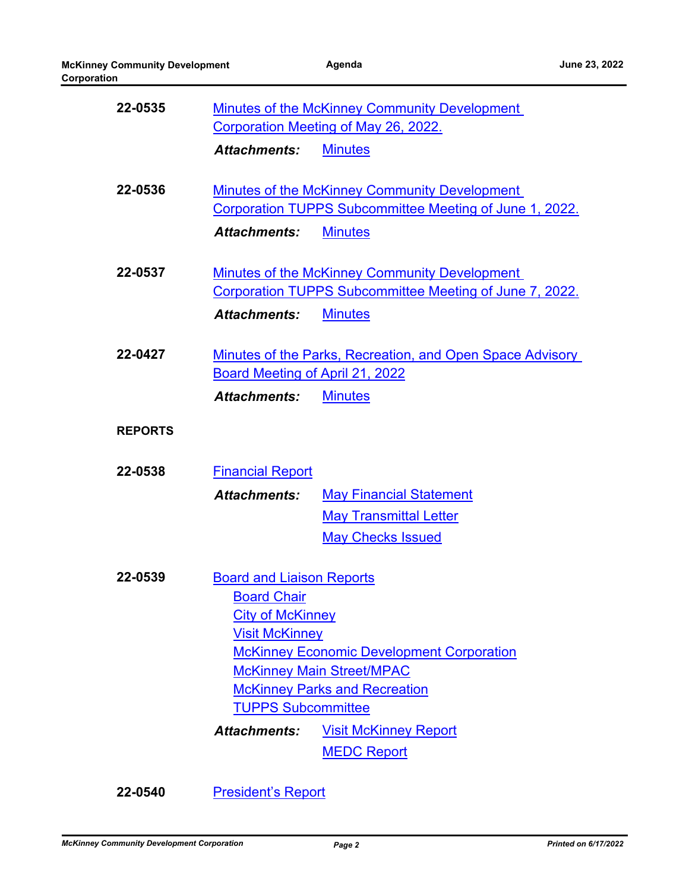**22-0535** Minutes of the McKinney Community Development Corporation Meeting of May 26, 2022.

***Attachments:*** Minutes

**22-0536** Minutes of the McKinney Community Development Corporation TUPPS Subcommittee Meeting of June 1, 2022.

***Attachments:*** Minutes

**22-0537** Minutes of the McKinney Community Development Corporation TUPPS Subcommittee Meeting of June 7, 2022.

***Attachments:*** Minutes

**22-0427** Minutes of the Parks, Recreation, and Open Space Advisory Board Meeting of April 21, 2022

***Attachments:*** Minutes

**REPORTS**

**22-0538** Financial Report

***Attachments:*** May Financial Statement
May Transmittal Letter
May Checks Issued

**22-0539** Board and Liaison Reports

- Board Chair
- City of McKinney
- Visit McKinney
- McKinney Economic Development Corporation
- McKinney Main Street/MPAC
- McKinney Parks and Recreation
- TUPPS Subcommittee

***Attachments:*** Visit McKinney Report
MEDC Report

**22-0540** President's Report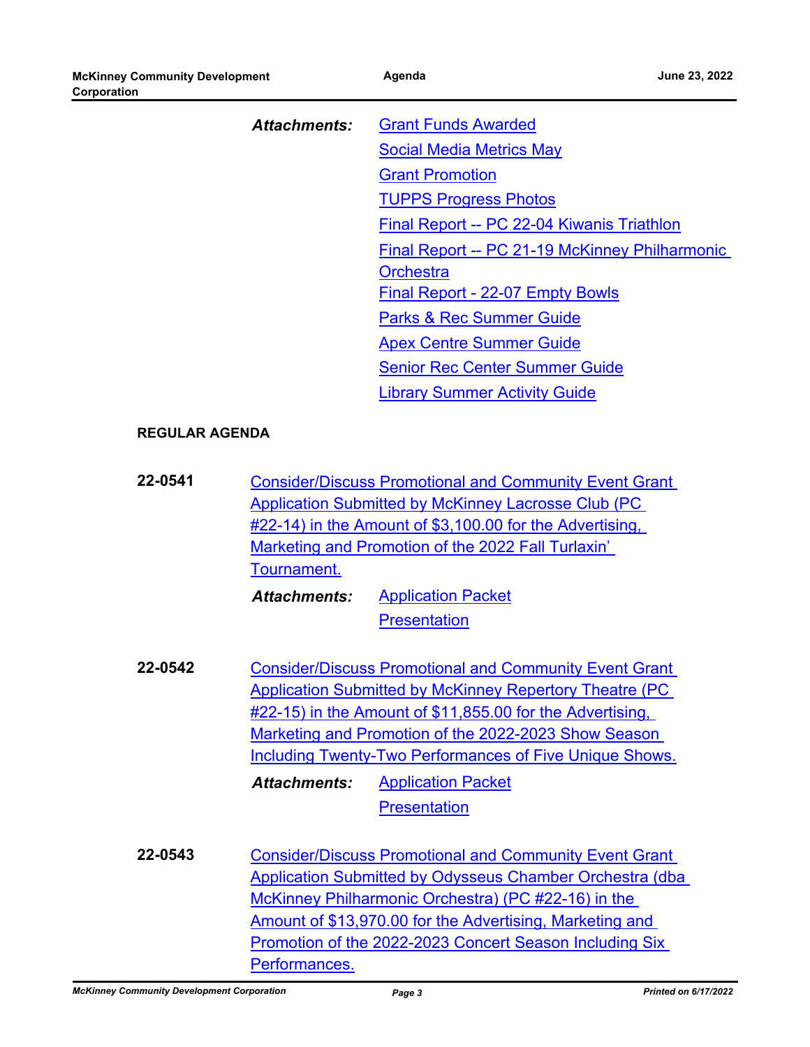*Attachments:* Grant Funds Awarded
Social Media Metrics May
Grant Promotion
TUPPS Progress Photos
Final Report -- PC 22-04 Kiwanis Triathlon
Final Report -- PC 21-19 McKinney Philharmonic Orchestra
Final Report - 22-07 Empty Bowls
Parks & Rec Summer Guide
Apex Centre Summer Guide
Senior Rec Center Summer Guide
Library Summer Activity Guide

## REGULAR AGENDA

**22-0541** Consider/Discuss Promotional and Community Event Grant Application Submitted by McKinney Lacrosse Club (PC #22-14) in the Amount of $3,100.00 for the Advertising, Marketing and Promotion of the 2022 Fall Turlaxin' Tournament.

*Attachments:* Application Packet
Presentation

**22-0542** Consider/Discuss Promotional and Community Event Grant Application Submitted by McKinney Repertory Theatre (PC #22-15) in the Amount of $11,855.00 for the Advertising, Marketing and Promotion of the 2022-2023 Show Season Including Twenty-Two Performances of Five Unique Shows.

*Attachments:* Application Packet
Presentation

**22-0543** Consider/Discuss Promotional and Community Event Grant Application Submitted by Odysseus Chamber Orchestra (dba McKinney Philharmonic Orchestra) (PC #22-16) in the Amount of $13,970.00 for the Advertising, Marketing and Promotion of the 2022-2023 Concert Season Including Six Performances.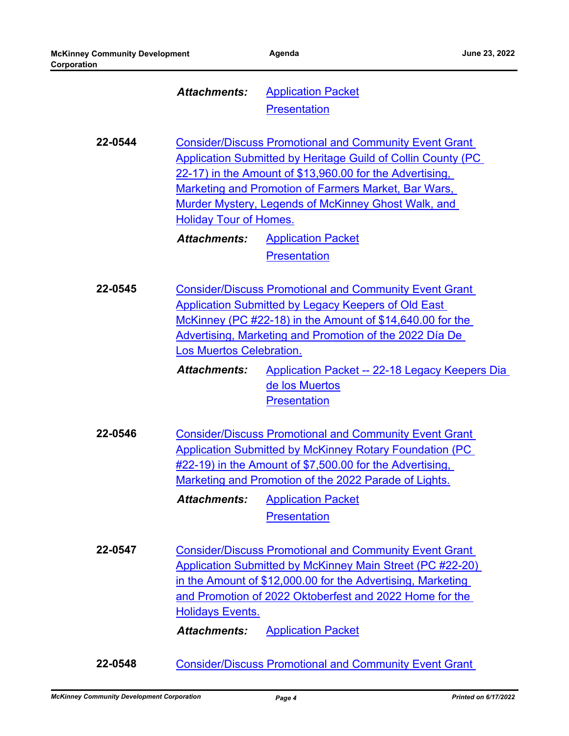***Attachments:*** Application Packet
Presentation

**22-0544** Consider/Discuss Promotional and Community Event Grant Application Submitted by Heritage Guild of Collin County (PC 22-17) in the Amount of $13,960.00 for the Advertising, Marketing and Promotion of Farmers Market, Bar Wars, Murder Mystery, Legends of McKinney Ghost Walk, and Holiday Tour of Homes.

***Attachments:*** Application Packet
Presentation

**22-0545** Consider/Discuss Promotional and Community Event Grant Application Submitted by Legacy Keepers of Old East McKinney (PC #22-18) in the Amount of $14,640.00 for the Advertising, Marketing and Promotion of the 2022 Día De Los Muertos Celebration.

***Attachments:*** Application Packet -- 22-18 Legacy Keepers Dia de los Muertos
Presentation

**22-0546** Consider/Discuss Promotional and Community Event Grant Application Submitted by McKinney Rotary Foundation (PC #22-19) in the Amount of $7,500.00 for the Advertising, Marketing and Promotion of the 2022 Parade of Lights.

***Attachments:*** Application Packet
Presentation

**22-0547** Consider/Discuss Promotional and Community Event Grant Application Submitted by McKinney Main Street (PC #22-20) in the Amount of $12,000.00 for the Advertising, Marketing and Promotion of 2022 Oktoberfest and 2022 Home for the Holidays Events.

***Attachments:*** Application Packet

**22-0548** Consider/Discuss Promotional and Community Event Grant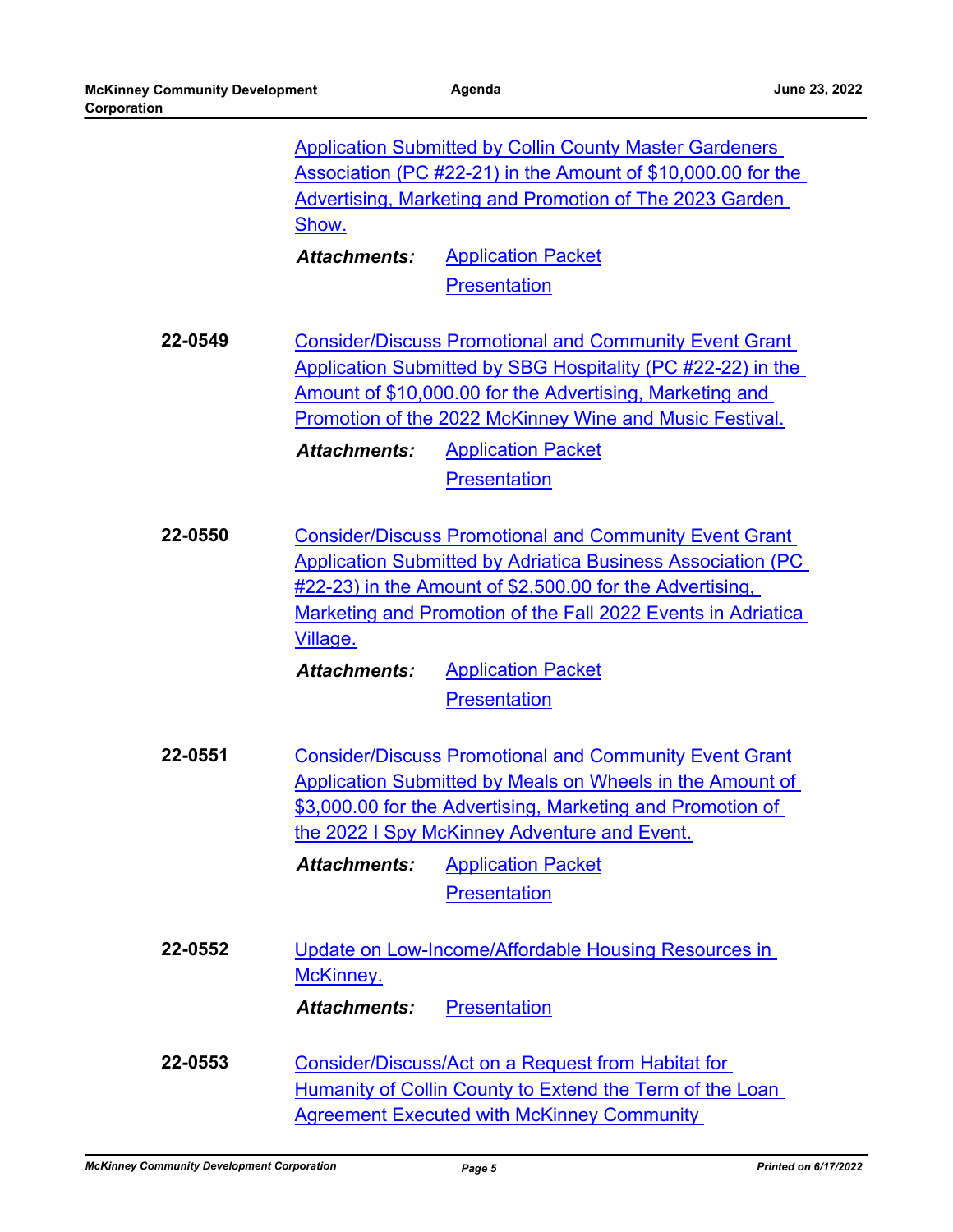Application Submitted by Collin County Master Gardeners Association (PC #22-21) in the Amount of $10,000.00 for the Advertising, Marketing and Promotion of The 2023 Garden Show.

***Attachments:*** Application Packet
Presentation

**22-0549** Consider/Discuss Promotional and Community Event Grant Application Submitted by SBG Hospitality (PC #22-22) in the Amount of $10,000.00 for the Advertising, Marketing and Promotion of the 2022 McKinney Wine and Music Festival.

***Attachments:*** Application Packet
Presentation

**22-0550** Consider/Discuss Promotional and Community Event Grant Application Submitted by Adriatica Business Association (PC #22-23) in the Amount of $2,500.00 for the Advertising, Marketing and Promotion of the Fall 2022 Events in Adriatica Village.

***Attachments:*** Application Packet
Presentation

**22-0551** Consider/Discuss Promotional and Community Event Grant Application Submitted by Meals on Wheels in the Amount of $3,000.00 for the Advertising, Marketing and Promotion of the 2022 I Spy McKinney Adventure and Event.

***Attachments:*** Application Packet
Presentation

**22-0552** Update on Low-Income/Affordable Housing Resources in McKinney.

***Attachments:*** Presentation

**22-0553** Consider/Discuss/Act on a Request from Habitat for Humanity of Collin County to Extend the Term of the Loan Agreement Executed with McKinney Community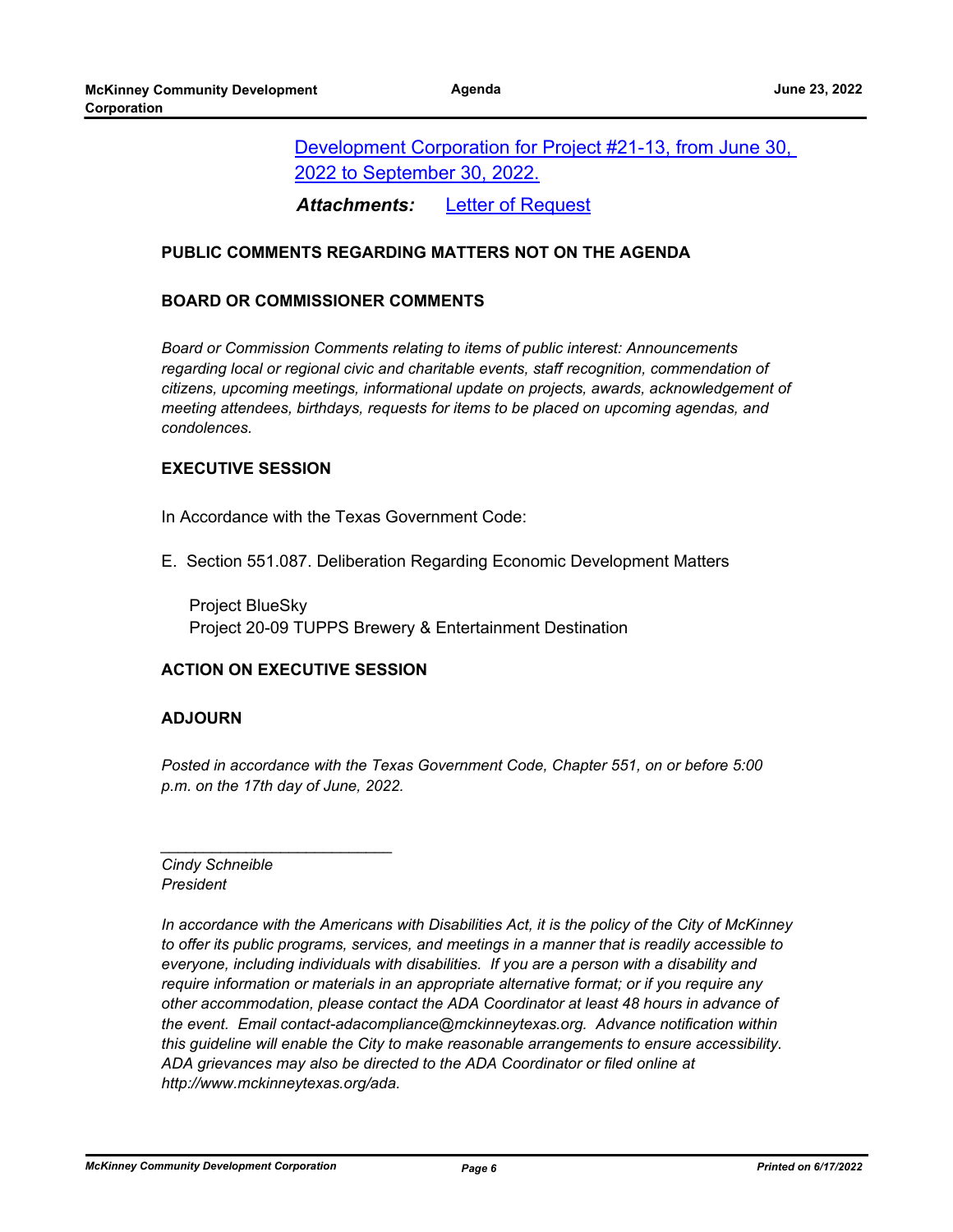Development Corporation for Project #21-13, from June 30, 2022 to September 30, 2022.

***Attachments:*** Letter of Request

**PUBLIC COMMENTS REGARDING MATTERS NOT ON THE AGENDA**

**BOARD OR COMMISSIONER COMMENTS**

*Board or Commission Comments relating to items of public interest: Announcements regarding local or regional civic and charitable events, staff recognition, commendation of citizens, upcoming meetings, informational update on projects, awards, acknowledgement of meeting attendees, birthdays, requests for items to be placed on upcoming agendas, and condolences.*

**EXECUTIVE SESSION**

In Accordance with the Texas Government Code:

E. Section 551.087. Deliberation Regarding Economic Development Matters

Project BlueSky
Project 20-09 TUPPS Brewery & Entertainment Destination

**ACTION ON EXECUTIVE SESSION**

**ADJOURN**

*Posted in accordance with the Texas Government Code, Chapter 551, on or before 5:00 p.m. on the 17th day of June, 2022.*

___________________________

*Cindy Schneible*
*President*

*In accordance with the Americans with Disabilities Act, it is the policy of the City of McKinney to offer its public programs, services, and meetings in a manner that is readily accessible to everyone, including individuals with disabilities. If you are a person with a disability and require information or materials in an appropriate alternative format; or if you require any other accommodation, please contact the ADA Coordinator at least 48 hours in advance of the event. Email contact-adacompliance@mckinneytexas.org. Advance notification within this guideline will enable the City to make reasonable arrangements to ensure accessibility. ADA grievances may also be directed to the ADA Coordinator or filed online at http://www.mckinneytexas.org/ada.*